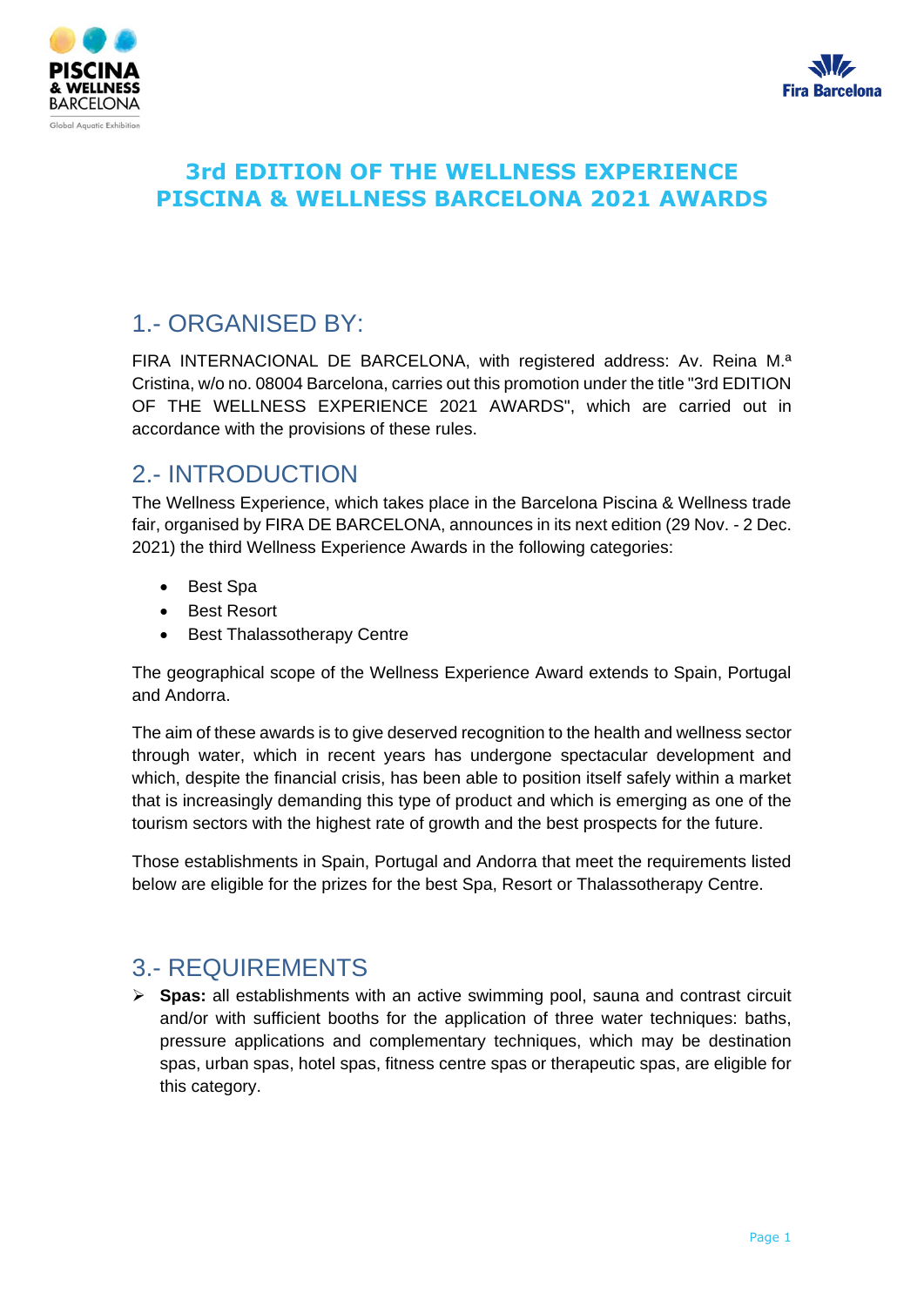# 3rd EDITION OF THE WELLNESS EXPERIENCE PISCINA & WELLNESS BARCELONA 2021 AWARDS

## 1.- ORGANISED BY:

FIRA INTERNACIONAL DE BARCELONA, with registered address: Av. Reina M.ª Cristina, w/o no. 08004 Barcelona, carries out this promotion under the title "3rd EDITION OF THE WELLNESS EXPERIENCE 2021 AWARDS", which are carried out in accordance with the provisions of these rules.

## 2.- INTRODUCTION

The Wellness Experience, which takes place in the Barcelona Piscina & Wellness trade fair, organised by FIRA DE BARCELONA, announces in its next edition (29 Nov. - 2 Dec. 2021) the third Wellness Experience Awards in the following categories:

- Best Spa
- Best Resort
- Best Thalassotherapy Centre

The geographical scope of the Wellness Experience Award extends to Spain, Portugal and Andorra.

The aim of these awards is to give deserved recognition to the health and wellness sector through water, which in recent years has undergone spectacular development and which, despite the financial crisis, has been able to position itself safely within a market that is increasingly demanding this type of product and which is emerging as one of the tourism sectors with the highest rate of growth and the best prospects for the future.

Those establishments in Spain, Portugal and Andorra that meet the requirements listed below are eligible for the prizes for the best Spa, Resort or Thalassotherapy Centre.

## 3.- REQUIREMENTS

- **Spas:** all establishments with an active swimming pool, sauna and contrast circuit and/or with sufficient booths for the application of three water techniques: baths, pressure applications and complementary techniques, which may be destination spas, urban spas, hotel spas, fitness centre spas or therapeutic spas, are eligible for this category.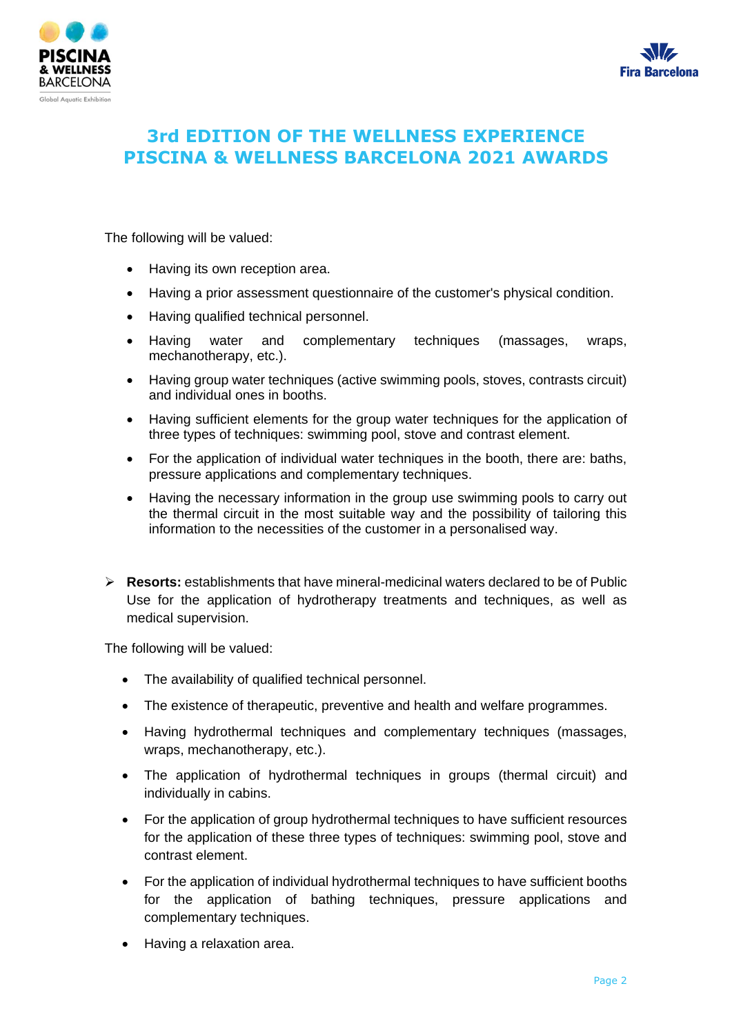# 3rd EDITION OF THE WELLNESS EXPERIENCE PISCINA & WELLNESS BARCELONA 2021 AWARDS

The following will be valued:

- Having its own reception area.
- Having a prior assessment questionnaire of the customer's physical condition.
- Having qualified technical personnel.
- Having water and complementary techniques (massages, wraps, mechanotherapy, etc.).
- Having group water techniques (active swimming pools, stoves, contrasts circuit) and individual ones in booths.
- Having sufficient elements for the group water techniques for the application of three types of techniques: swimming pool, stove and contrast element.
- For the application of individual water techniques in the booth, there are: baths, pressure applications and complementary techniques.
- Having the necessary information in the group use swimming pools to carry out the thermal circuit in the most suitable way and the possibility of tailoring this information to the necessities of the customer in a personalised way.

➢ **Resorts:** establishments that have mineral-medicinal waters declared to be of Public Use for the application of hydrotherapy treatments and techniques, as well as medical supervision.

The following will be valued:

- The availability of qualified technical personnel.
- The existence of therapeutic, preventive and health and welfare programmes.
- Having hydrothermal techniques and complementary techniques (massages, wraps, mechanotherapy, etc.).
- The application of hydrothermal techniques in groups (thermal circuit) and individually in cabins.
- For the application of group hydrothermal techniques to have sufficient resources for the application of these three types of techniques: swimming pool, stove and contrast element.
- For the application of individual hydrothermal techniques to have sufficient booths for the application of bathing techniques, pressure applications and complementary techniques.
- Having a relaxation area.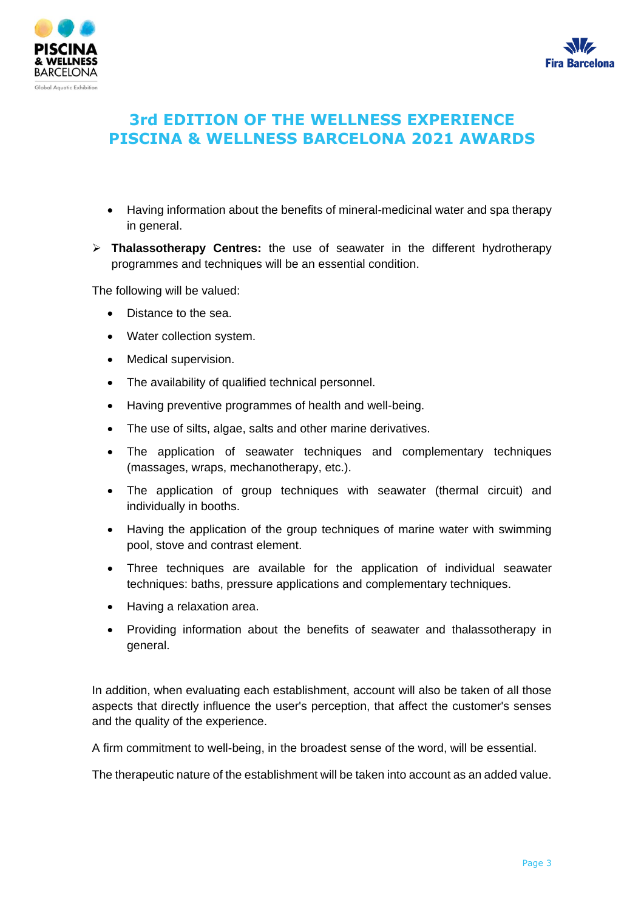- Having information about the benefits of mineral-medicinal water and spa therapy in general.

- **Thalassotherapy Centres:** the use of seawater in the different hydrotherapy programmes and techniques will be an essential condition.

The following will be valued:

- Distance to the sea.
- Water collection system.
- Medical supervision.
- The availability of qualified technical personnel.
- Having preventive programmes of health and well-being.
- The use of silts, algae, salts and other marine derivatives.
- The application of seawater techniques and complementary techniques (massages, wraps, mechanotherapy, etc.).
- The application of group techniques with seawater (thermal circuit) and individually in booths.
- Having the application of the group techniques of marine water with swimming pool, stove and contrast element.
- Three techniques are available for the application of individual seawater techniques: baths, pressure applications and complementary techniques.
- Having a relaxation area.
- Providing information about the benefits of seawater and thalassotherapy in general.

In addition, when evaluating each establishment, account will also be taken of all those aspects that directly influence the user's perception, that affect the customer's senses and the quality of the experience.

A firm commitment to well-being, in the broadest sense of the word, will be essential.

The therapeutic nature of the establishment will be taken into account as an added value.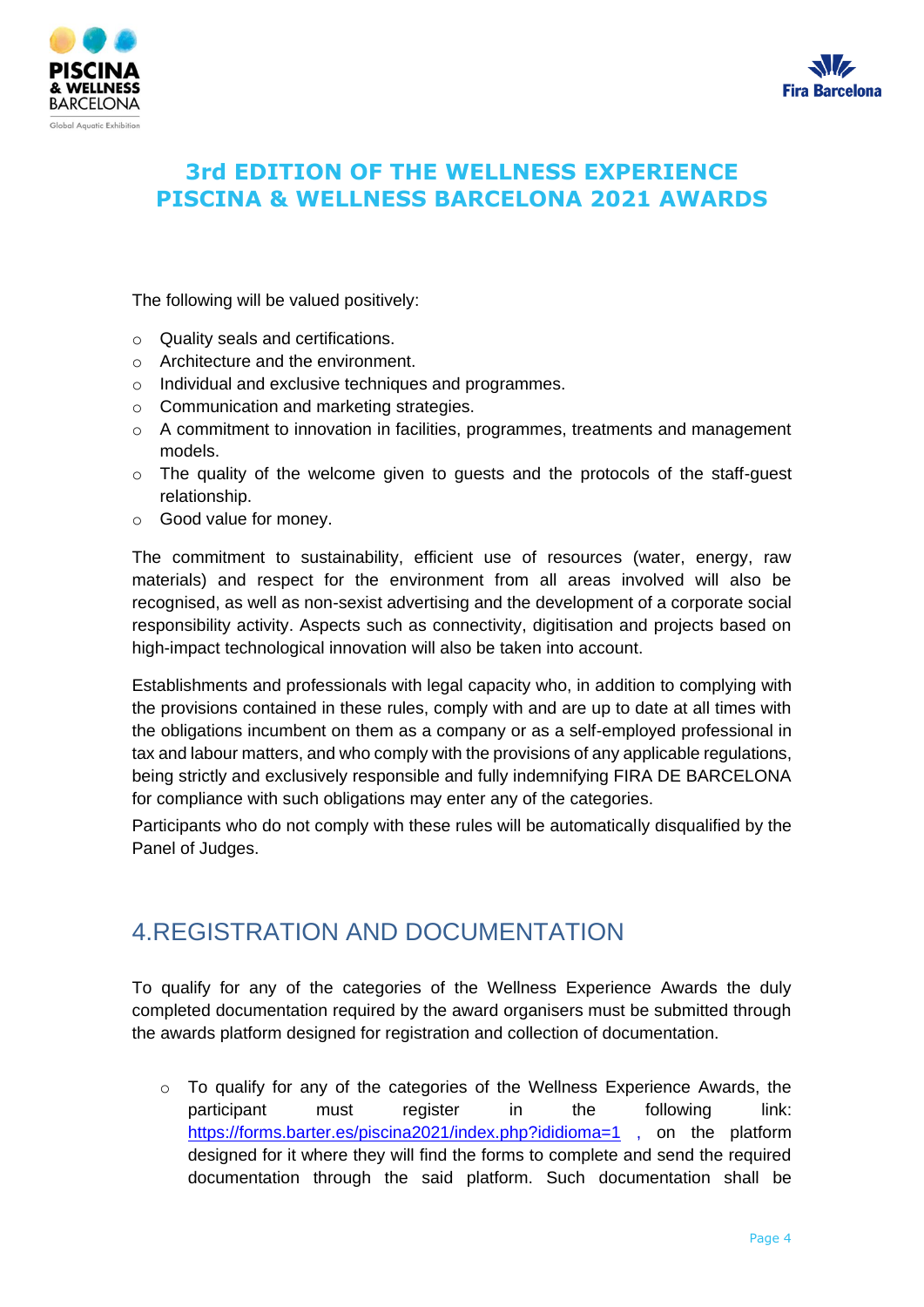# 3rd EDITION OF THE WELLNESS EXPERIENCE PISCINA & WELLNESS BARCELONA 2021 AWARDS

The following will be valued positively:

- Quality seals and certifications.
- Architecture and the environment.
- Individual and exclusive techniques and programmes.
- Communication and marketing strategies.
- A commitment to innovation in facilities, programmes, treatments and management models.
- The quality of the welcome given to guests and the protocols of the staff-guest relationship.
- Good value for money.

The commitment to sustainability, efficient use of resources (water, energy, raw materials) and respect for the environment from all areas involved will also be recognised, as well as non-sexist advertising and the development of a corporate social responsibility activity. Aspects such as connectivity, digitisation and projects based on high-impact technological innovation will also be taken into account.

Establishments and professionals with legal capacity who, in addition to complying with the provisions contained in these rules, comply with and are up to date at all times with the obligations incumbent on them as a company or as a self-employed professional in tax and labour matters, and who comply with the provisions of any applicable regulations, being strictly and exclusively responsible and fully indemnifying FIRA DE BARCELONA for compliance with such obligations may enter any of the categories.

Participants who do not comply with these rules will be automatically disqualified by the Panel of Judges.

## 4.REGISTRATION AND DOCUMENTATION

To qualify for any of the categories of the Wellness Experience Awards the duly completed documentation required by the award organisers must be submitted through the awards platform designed for registration and collection of documentation.

- To qualify for any of the categories of the Wellness Experience Awards, the participant must register in the following link: https://forms.barter.es/piscina2021/index.php?ididioma=1 , on the platform designed for it where they will find the forms to complete and send the required documentation through the said platform. Such documentation shall be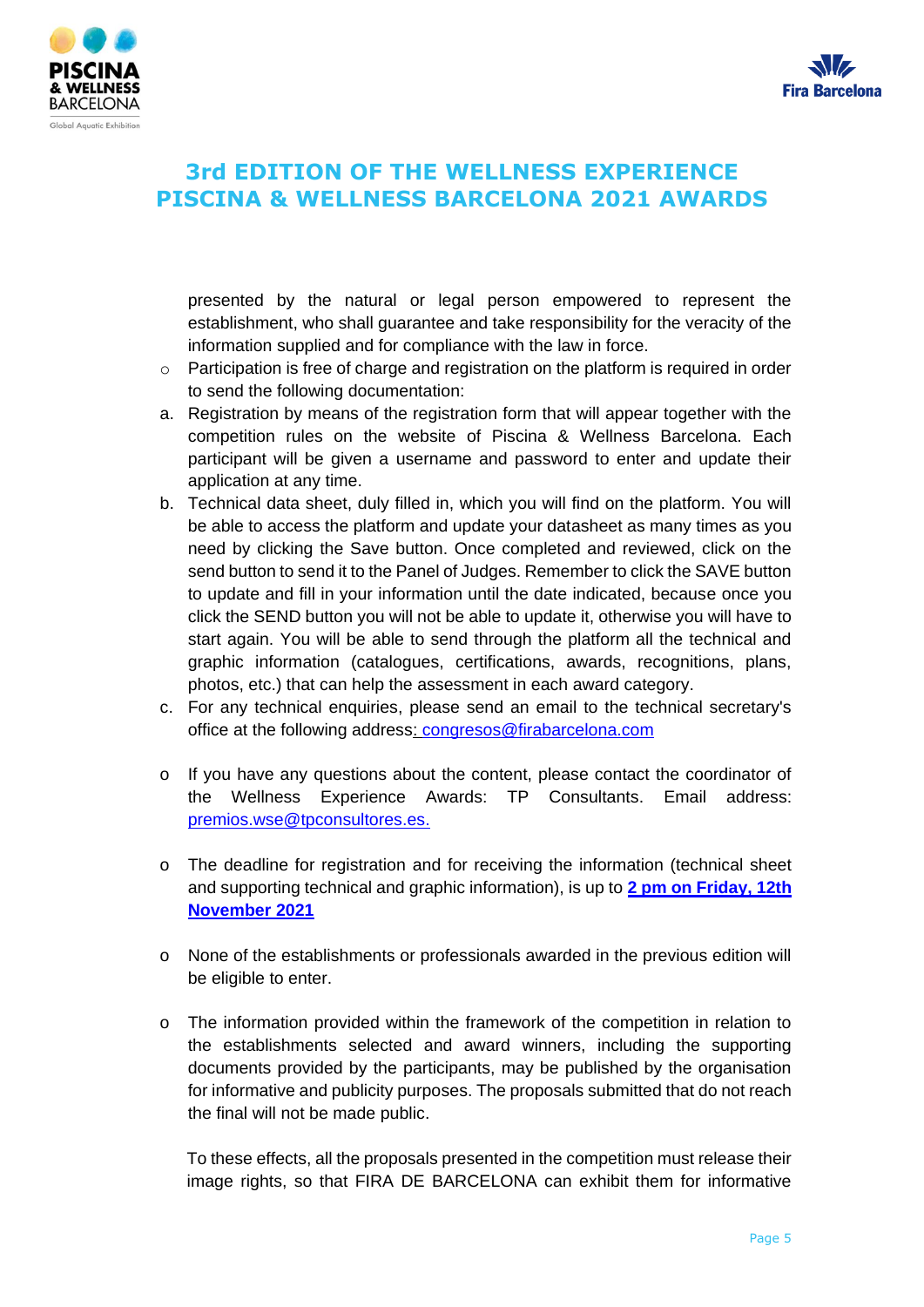presented by the natural or legal person empowered to represent the establishment, who shall guarantee and take responsibility for the veracity of the information supplied and for compliance with the law in force.

- Participation is free of charge and registration on the platform is required in order to send the following documentation:

a. Registration by means of the registration form that will appear together with the competition rules on the website of Piscina & Wellness Barcelona. Each participant will be given a username and password to enter and update their application at any time.

b. Technical data sheet, duly filled in, which you will find on the platform. You will be able to access the platform and update your datasheet as many times as you need by clicking the Save button. Once completed and reviewed, click on the send button to send it to the Panel of Judges. Remember to click the SAVE button to update and fill in your information until the date indicated, because once you click the SEND button you will not be able to update it, otherwise you will have to start again. You will be able to send through the platform all the technical and graphic information (catalogues, certifications, awards, recognitions, plans, photos, etc.) that can help the assessment in each award category.

c. For any technical enquiries, please send an email to the technical secretary's office at the following address: congresos@firabarcelona.com

- If you have any questions about the content, please contact the coordinator of the Wellness Experience Awards: TP Consultants. Email address: premios.wse@tpconsultores.es.

- The deadline for registration and for receiving the information (technical sheet and supporting technical and graphic information), is up to **2 pm on Friday, 12th November 2021**

- None of the establishments or professionals awarded in the previous edition will be eligible to enter.

- The information provided within the framework of the competition in relation to the establishments selected and award winners, including the supporting documents provided by the participants, may be published by the organisation for informative and publicity purposes. The proposals submitted that do not reach the final will not be made public.

  To these effects, all the proposals presented in the competition must release their image rights, so that FIRA DE BARCELONA can exhibit them for informative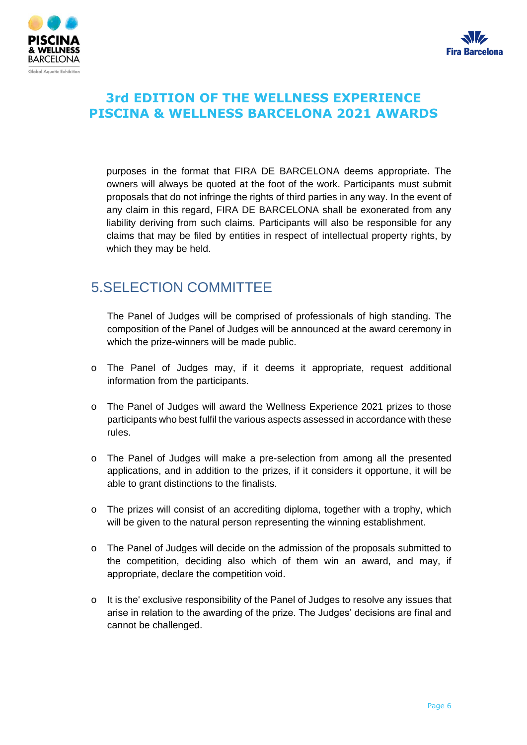purposes in the format that FIRA DE BARCELONA deems appropriate. The owners will always be quoted at the foot of the work. Participants must submit proposals that do not infringe the rights of third parties in any way. In the event of any claim in this regard, FIRA DE BARCELONA shall be exonerated from any liability deriving from such claims. Participants will also be responsible for any claims that may be filed by entities in respect of intellectual property rights, by which they may be held.

## 5.SELECTION COMMITTEE

The Panel of Judges will be comprised of professionals of high standing. The composition of the Panel of Judges will be announced at the award ceremony in which the prize-winners will be made public.

- The Panel of Judges may, if it deems it appropriate, request additional information from the participants.
- The Panel of Judges will award the Wellness Experience 2021 prizes to those participants who best fulfil the various aspects assessed in accordance with these rules.
- The Panel of Judges will make a pre-selection from among all the presented applications, and in addition to the prizes, if it considers it opportune, it will be able to grant distinctions to the finalists.
- The prizes will consist of an accrediting diploma, together with a trophy, which will be given to the natural person representing the winning establishment.
- The Panel of Judges will decide on the admission of the proposals submitted to the competition, deciding also which of them win an award, and may, if appropriate, declare the competition void.
- It is the' exclusive responsibility of the Panel of Judges to resolve any issues that arise in relation to the awarding of the prize. The Judges' decisions are final and cannot be challenged.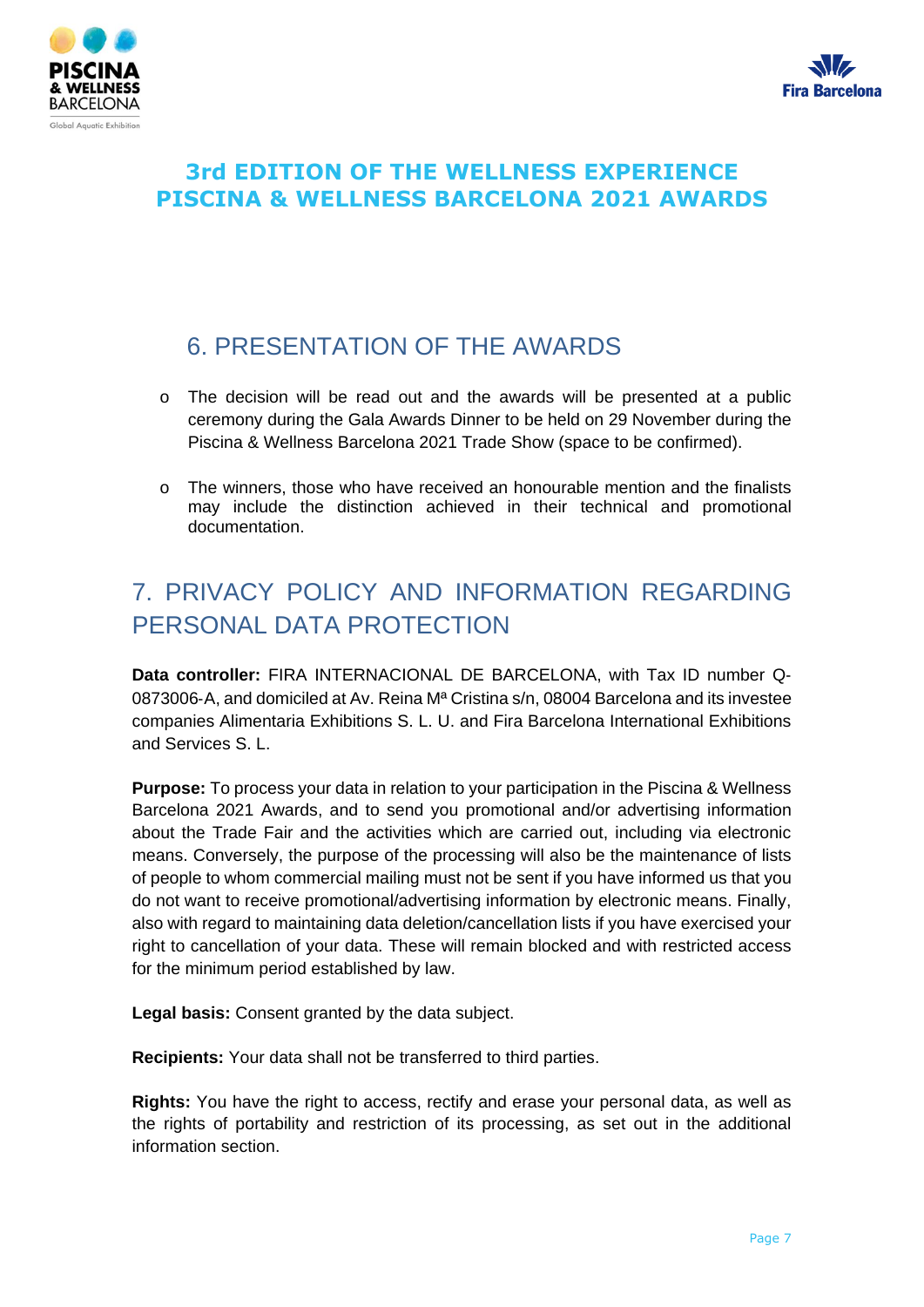# 3rd EDITION OF THE WELLNESS EXPERIENCE PISCINA & WELLNESS BARCELONA 2021 AWARDS

## 6. PRESENTATION OF THE AWARDS

- The decision will be read out and the awards will be presented at a public ceremony during the Gala Awards Dinner to be held on 29 November during the Piscina & Wellness Barcelona 2021 Trade Show (space to be confirmed).
- The winners, those who have received an honourable mention and the finalists may include the distinction achieved in their technical and promotional documentation.

## 7. PRIVACY POLICY AND INFORMATION REGARDING PERSONAL DATA PROTECTION

**Data controller:** FIRA INTERNACIONAL DE BARCELONA, with Tax ID number Q-0873006-A, and domiciled at Av. Reina Mª Cristina s/n, 08004 Barcelona and its investee companies Alimentaria Exhibitions S. L. U. and Fira Barcelona International Exhibitions and Services S. L.

**Purpose:** To process your data in relation to your participation in the Piscina & Wellness Barcelona 2021 Awards, and to send you promotional and/or advertising information about the Trade Fair and the activities which are carried out, including via electronic means. Conversely, the purpose of the processing will also be the maintenance of lists of people to whom commercial mailing must not be sent if you have informed us that you do not want to receive promotional/advertising information by electronic means. Finally, also with regard to maintaining data deletion/cancellation lists if you have exercised your right to cancellation of your data. These will remain blocked and with restricted access for the minimum period established by law.

**Legal basis:** Consent granted by the data subject.

**Recipients:** Your data shall not be transferred to third parties.

**Rights:** You have the right to access, rectify and erase your personal data, as well as the rights of portability and restriction of its processing, as set out in the additional information section.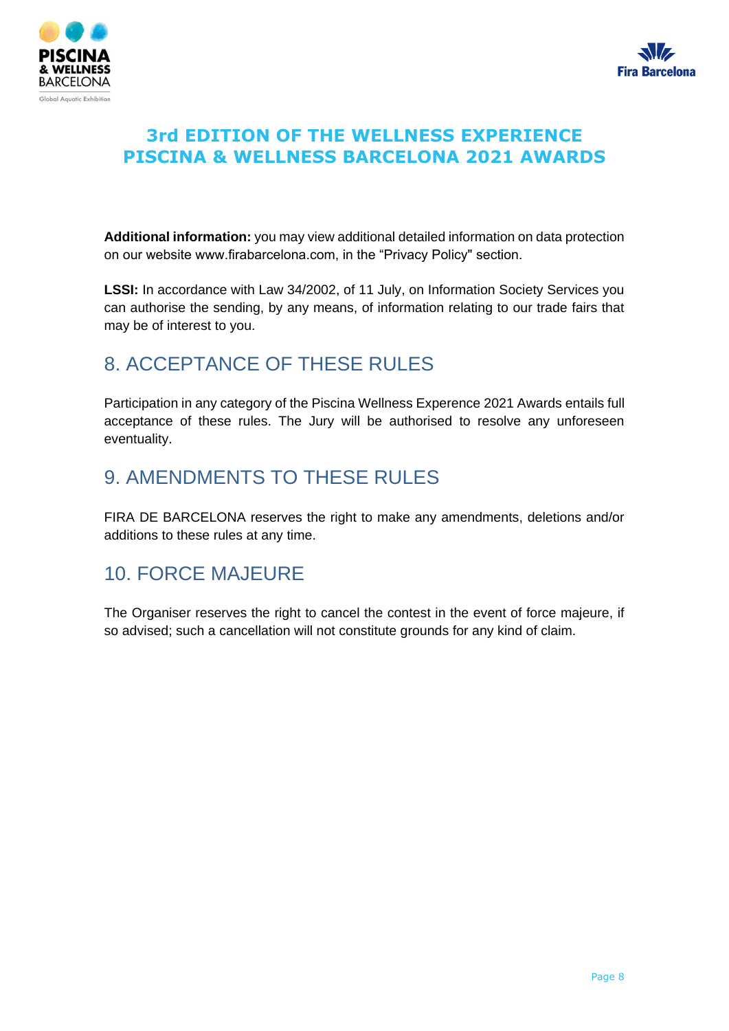**Additional information:** you may view additional detailed information on data protection on our website www.firabarcelona.com, in the “Privacy Policy" section.

**LSSI:** In accordance with Law 34/2002, of 11 July, on Information Society Services you can authorise the sending, by any means, of information relating to our trade fairs that may be of interest to you.

## 8. ACCEPTANCE OF THESE RULES

Participation in any category of the Piscina Wellness Experence 2021 Awards entails full acceptance of these rules. The Jury will be authorised to resolve any unforeseen eventuality.

## 9. AMENDMENTS TO THESE RULES

FIRA DE BARCELONA reserves the right to make any amendments, deletions and/or additions to these rules at any time.

## 10. FORCE MAJEURE

The Organiser reserves the right to cancel the contest in the event of force majeure, if so advised; such a cancellation will not constitute grounds for any kind of claim.